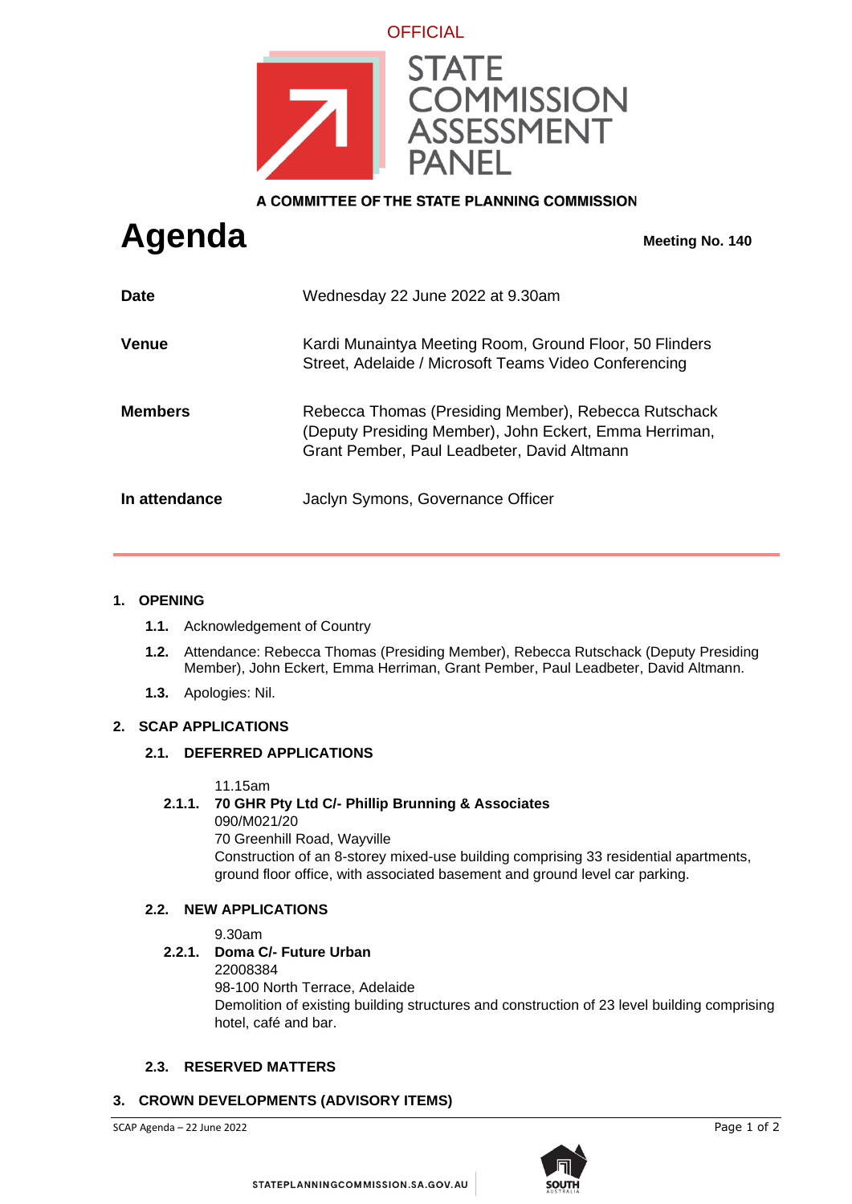OFFICIAL

STATE COMMISSION ASSESSMENT PANEL

A COMMITTEE OF THE STATE PLANNING COMMISSION

# Agenda

**Meeting No. 140**

| | |
|---|---|
| **Date** | Wednesday 22 June 2022 at 9.30am |
| **Venue** | Kardi Munaintya Meeting Room, Ground Floor, 50 Flinders Street, Adelaide / Microsoft Teams Video Conferencing |
| **Members** | Rebecca Thomas (Presiding Member), Rebecca Rutschack (Deputy Presiding Member), John Eckert, Emma Herriman, Grant Pember, Paul Leadbeter, David Altmann |
| **In attendance** | Jaclyn Symons, Governance Officer |

## 1. OPENING

**1.1.** Acknowledgement of Country

**1.2.** Attendance: Rebecca Thomas (Presiding Member), Rebecca Rutschack (Deputy Presiding Member), John Eckert, Emma Herriman, Grant Pember, Paul Leadbeter, David Altmann.

**1.3.** Apologies: Nil.

## 2. SCAP APPLICATIONS

### 2.1. DEFERRED APPLICATIONS

11.15am

**2.1.1. 70 GHR Pty Ltd C/- Phillip Brunning & Associates**
090/M021/20
70 Greenhill Road, Wayville
Construction of an 8-storey mixed-use building comprising 33 residential apartments, ground floor office, with associated basement and ground level car parking.

### 2.2. NEW APPLICATIONS

9.30am

**2.2.1. Doma C/- Future Urban**
22008384
98-100 North Terrace, Adelaide
Demolition of existing building structures and construction of 23 level building comprising hotel, café and bar.

### 2.3. RESERVED MATTERS

## 3. CROWN DEVELOPMENTS (ADVISORY ITEMS)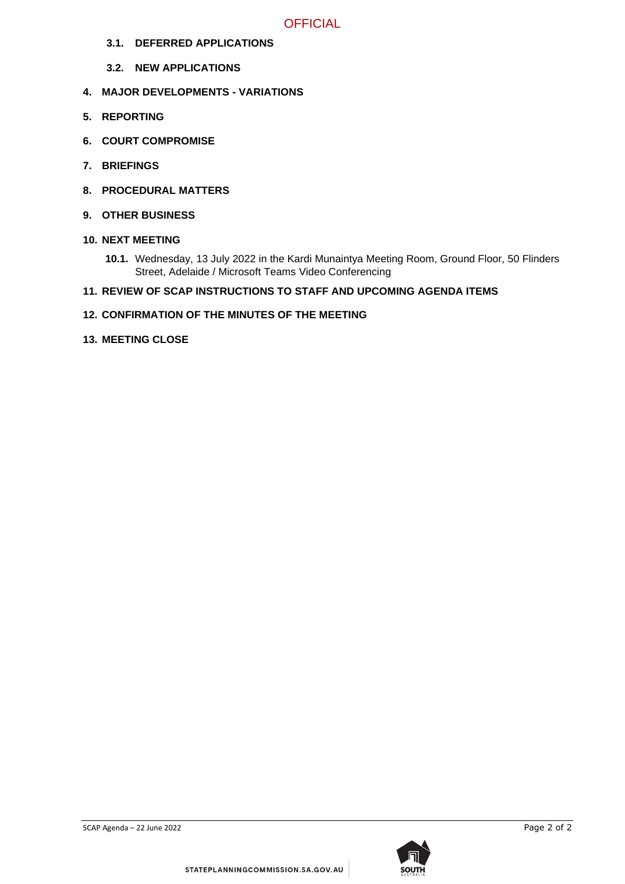**3.1. DEFERRED APPLICATIONS**

**3.2. NEW APPLICATIONS**

**4. MAJOR DEVELOPMENTS - VARIATIONS**

**5. REPORTING**

**6. COURT COMPROMISE**

**7. BRIEFINGS**

**8. PROCEDURAL MATTERS**

**9. OTHER BUSINESS**

**10. NEXT MEETING**

**10.1.** Wednesday, 13 July 2022 in the Kardi Munaintya Meeting Room, Ground Floor, 50 Flinders Street, Adelaide / Microsoft Teams Video Conferencing

**11. REVIEW OF SCAP INSTRUCTIONS TO STAFF AND UPCOMING AGENDA ITEMS**

**12. CONFIRMATION OF THE MINUTES OF THE MEETING**

**13. MEETING CLOSE**